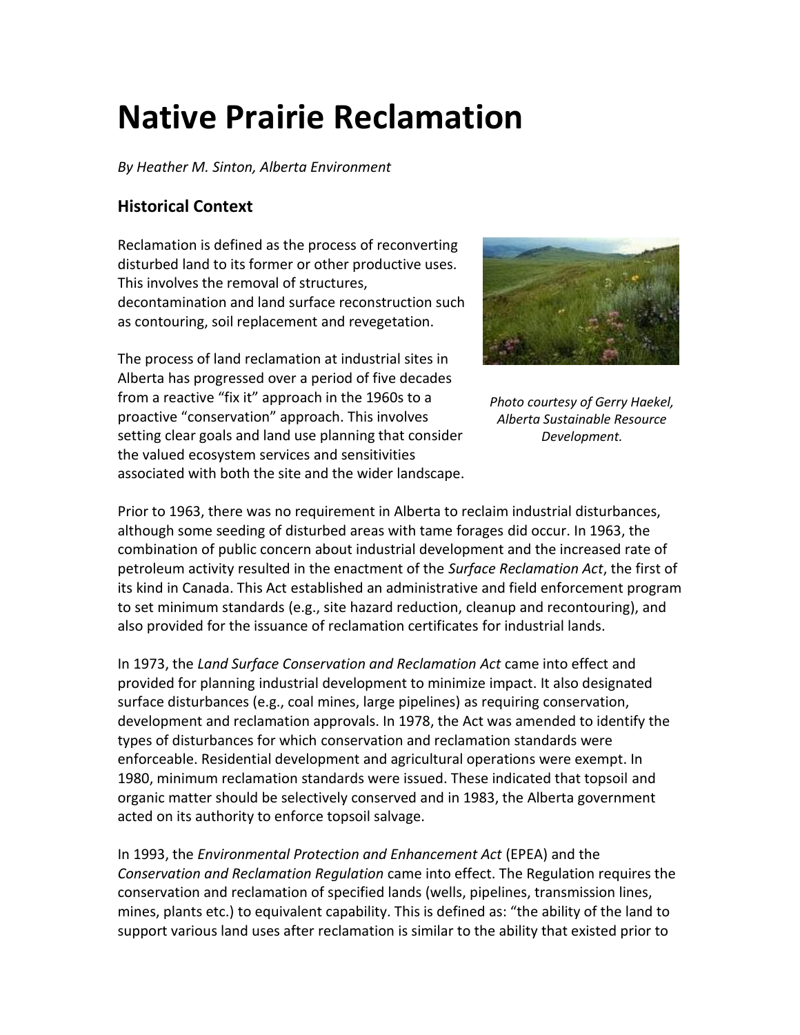# Native Prairie Reclamation

*By Heather M. Sinton, Alberta Environment*

## Historical Context

Reclamation is defined as the process of reconverting disturbed land to its former or other productive uses. This involves the removal of structures, decontamination and land surface reconstruction such as contouring, soil replacement and revegetation.

The process of land reclamation at industrial sites in Alberta has progressed over a period of five decades from a reactive "fix it" approach in the 1960s to a proactive "conservation" approach. This involves setting clear goals and land use planning that consider the valued ecosystem services and sensitivities associated with both the site and the wider landscape.

*Photo courtesy of Gerry Haekel, Alberta Sustainable Resource Development.*

Prior to 1963, there was no requirement in Alberta to reclaim industrial disturbances, although some seeding of disturbed areas with tame forages did occur. In 1963, the combination of public concern about industrial development and the increased rate of petroleum activity resulted in the enactment of the *Surface Reclamation Act*, the first of its kind in Canada. This Act established an administrative and field enforcement program to set minimum standards (e.g., site hazard reduction, cleanup and recontouring), and also provided for the issuance of reclamation certificates for industrial lands.

In 1973, the *Land Surface Conservation and Reclamation Act* came into effect and provided for planning industrial development to minimize impact. It also designated surface disturbances (e.g., coal mines, large pipelines) as requiring conservation, development and reclamation approvals. In 1978, the Act was amended to identify the types of disturbances for which conservation and reclamation standards were enforceable. Residential development and agricultural operations were exempt. In 1980, minimum reclamation standards were issued. These indicated that topsoil and organic matter should be selectively conserved and in 1983, the Alberta government acted on its authority to enforce topsoil salvage.

In 1993, the *Environmental Protection and Enhancement Act* (EPEA) and the *Conservation and Reclamation Regulation* came into effect. The Regulation requires the conservation and reclamation of specified lands (wells, pipelines, transmission lines, mines, plants etc.) to equivalent capability. This is defined as: "the ability of the land to support various land uses after reclamation is similar to the ability that existed prior to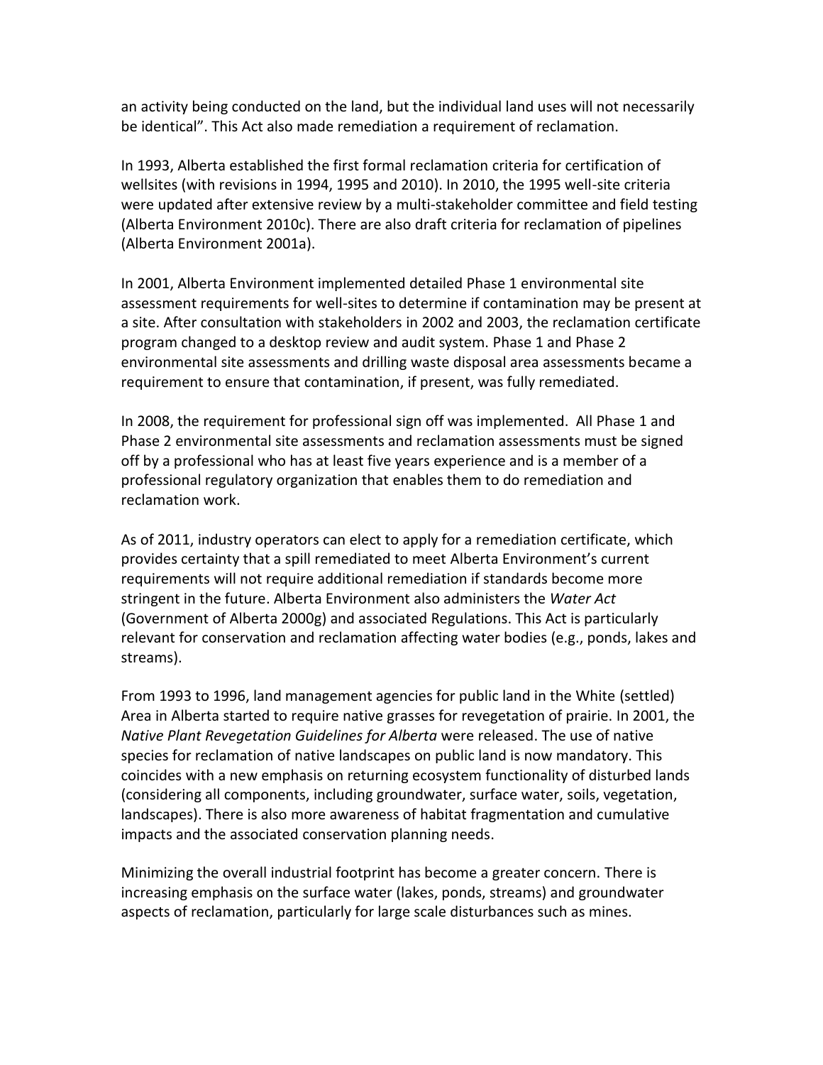an activity being conducted on the land, but the individual land uses will not necessarily be identical". This Act also made remediation a requirement of reclamation.

In 1993, Alberta established the first formal reclamation criteria for certification of wellsites (with revisions in 1994, 1995 and 2010). In 2010, the 1995 well-site criteria were updated after extensive review by a multi-stakeholder committee and field testing (Alberta Environment 2010c). There are also draft criteria for reclamation of pipelines (Alberta Environment 2001a).

In 2001, Alberta Environment implemented detailed Phase 1 environmental site assessment requirements for well-sites to determine if contamination may be present at a site. After consultation with stakeholders in 2002 and 2003, the reclamation certificate program changed to a desktop review and audit system. Phase 1 and Phase 2 environmental site assessments and drilling waste disposal area assessments became a requirement to ensure that contamination, if present, was fully remediated.

In 2008, the requirement for professional sign off was implemented. All Phase 1 and Phase 2 environmental site assessments and reclamation assessments must be signed off by a professional who has at least five years experience and is a member of a professional regulatory organization that enables them to do remediation and reclamation work.

As of 2011, industry operators can elect to apply for a remediation certificate, which provides certainty that a spill remediated to meet Alberta Environment's current requirements will not require additional remediation if standards become more stringent in the future. Alberta Environment also administers the *Water Act* (Government of Alberta 2000g) and associated Regulations. This Act is particularly relevant for conservation and reclamation affecting water bodies (e.g., ponds, lakes and streams).

From 1993 to 1996, land management agencies for public land in the White (settled) Area in Alberta started to require native grasses for revegetation of prairie. In 2001, the *Native Plant Revegetation Guidelines for Alberta* were released. The use of native species for reclamation of native landscapes on public land is now mandatory. This coincides with a new emphasis on returning ecosystem functionality of disturbed lands (considering all components, including groundwater, surface water, soils, vegetation, landscapes). There is also more awareness of habitat fragmentation and cumulative impacts and the associated conservation planning needs.

Minimizing the overall industrial footprint has become a greater concern. There is increasing emphasis on the surface water (lakes, ponds, streams) and groundwater aspects of reclamation, particularly for large scale disturbances such as mines.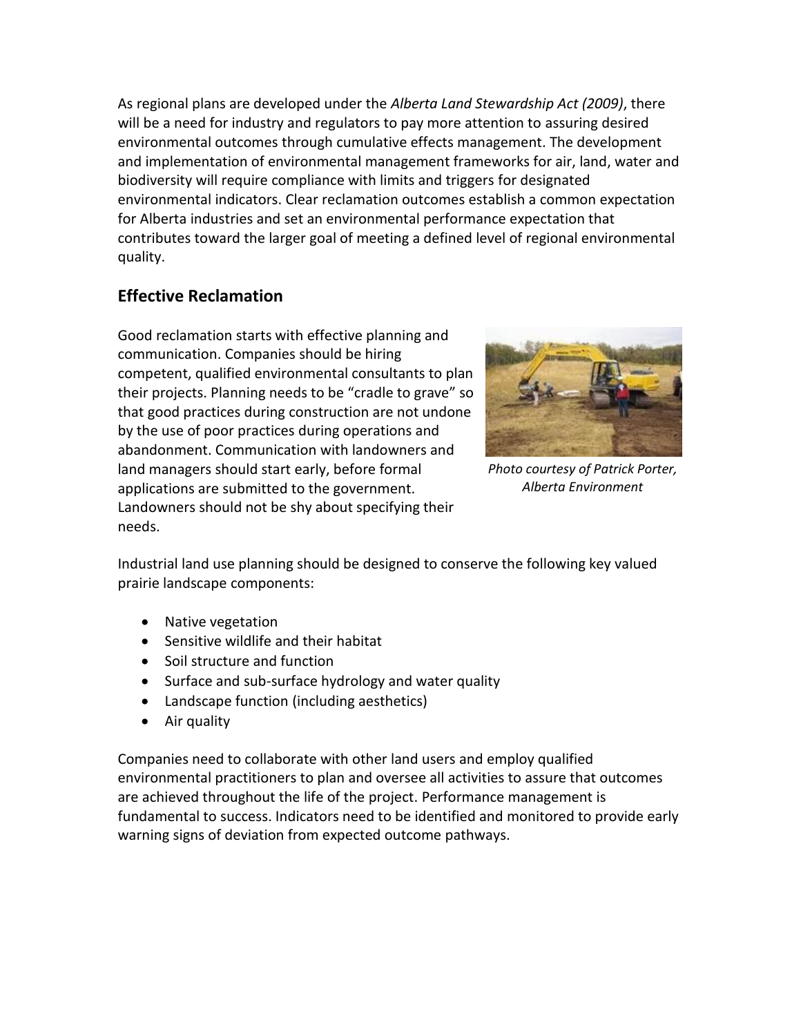As regional plans are developed under the *Alberta Land Stewardship Act (2009)*, there will be a need for industry and regulators to pay more attention to assuring desired environmental outcomes through cumulative effects management. The development and implementation of environmental management frameworks for air, land, water and biodiversity will require compliance with limits and triggers for designated environmental indicators. Clear reclamation outcomes establish a common expectation for Alberta industries and set an environmental performance expectation that contributes toward the larger goal of meeting a defined level of regional environmental quality.

## Effective Reclamation

Good reclamation starts with effective planning and communication. Companies should be hiring competent, qualified environmental consultants to plan their projects. Planning needs to be "cradle to grave" so that good practices during construction are not undone by the use of poor practices during operations and abandonment. Communication with landowners and land managers should start early, before formal applications are submitted to the government. Landowners should not be shy about specifying their needs.

*Photo courtesy of Patrick Porter, Alberta Environment*

Industrial land use planning should be designed to conserve the following key valued prairie landscape components:

- Native vegetation
- Sensitive wildlife and their habitat
- Soil structure and function
- Surface and sub-surface hydrology and water quality
- Landscape function (including aesthetics)
- Air quality

Companies need to collaborate with other land users and employ qualified environmental practitioners to plan and oversee all activities to assure that outcomes are achieved throughout the life of the project. Performance management is fundamental to success. Indicators need to be identified and monitored to provide early warning signs of deviation from expected outcome pathways.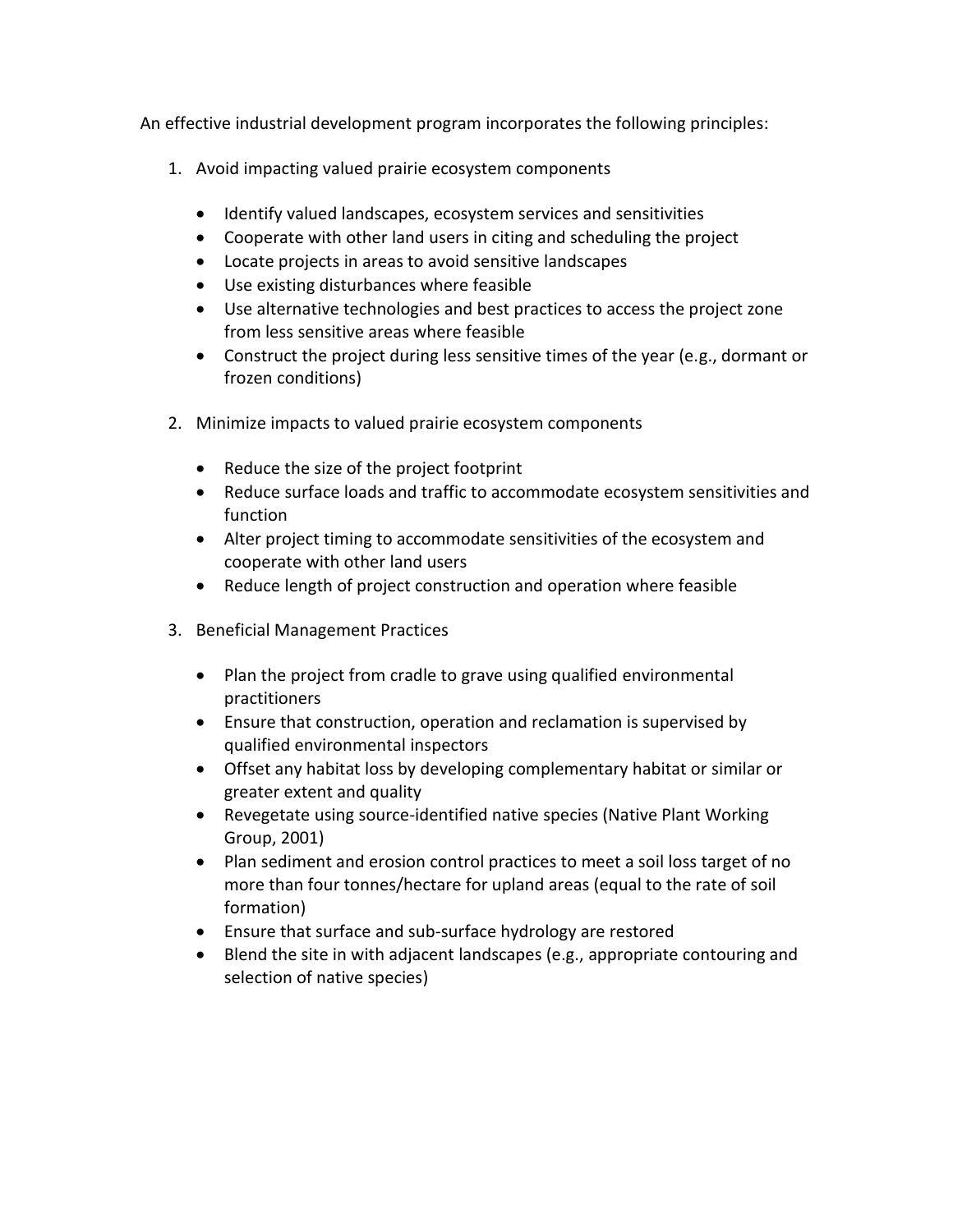An effective industrial development program incorporates the following principles:

1. Avoid impacting valued prairie ecosystem components

   - Identify valued landscapes, ecosystem services and sensitivities
   - Cooperate with other land users in citing and scheduling the project
   - Locate projects in areas to avoid sensitive landscapes
   - Use existing disturbances where feasible
   - Use alternative technologies and best practices to access the project zone from less sensitive areas where feasible
   - Construct the project during less sensitive times of the year (e.g., dormant or frozen conditions)

2. Minimize impacts to valued prairie ecosystem components

   - Reduce the size of the project footprint
   - Reduce surface loads and traffic to accommodate ecosystem sensitivities and function
   - Alter project timing to accommodate sensitivities of the ecosystem and cooperate with other land users
   - Reduce length of project construction and operation where feasible

3. Beneficial Management Practices

   - Plan the project from cradle to grave using qualified environmental practitioners
   - Ensure that construction, operation and reclamation is supervised by qualified environmental inspectors
   - Offset any habitat loss by developing complementary habitat or similar or greater extent and quality
   - Revegetate using source-identified native species (Native Plant Working Group, 2001)
   - Plan sediment and erosion control practices to meet a soil loss target of no more than four tonnes/hectare for upland areas (equal to the rate of soil formation)
   - Ensure that surface and sub-surface hydrology are restored
   - Blend the site in with adjacent landscapes (e.g., appropriate contouring and selection of native species)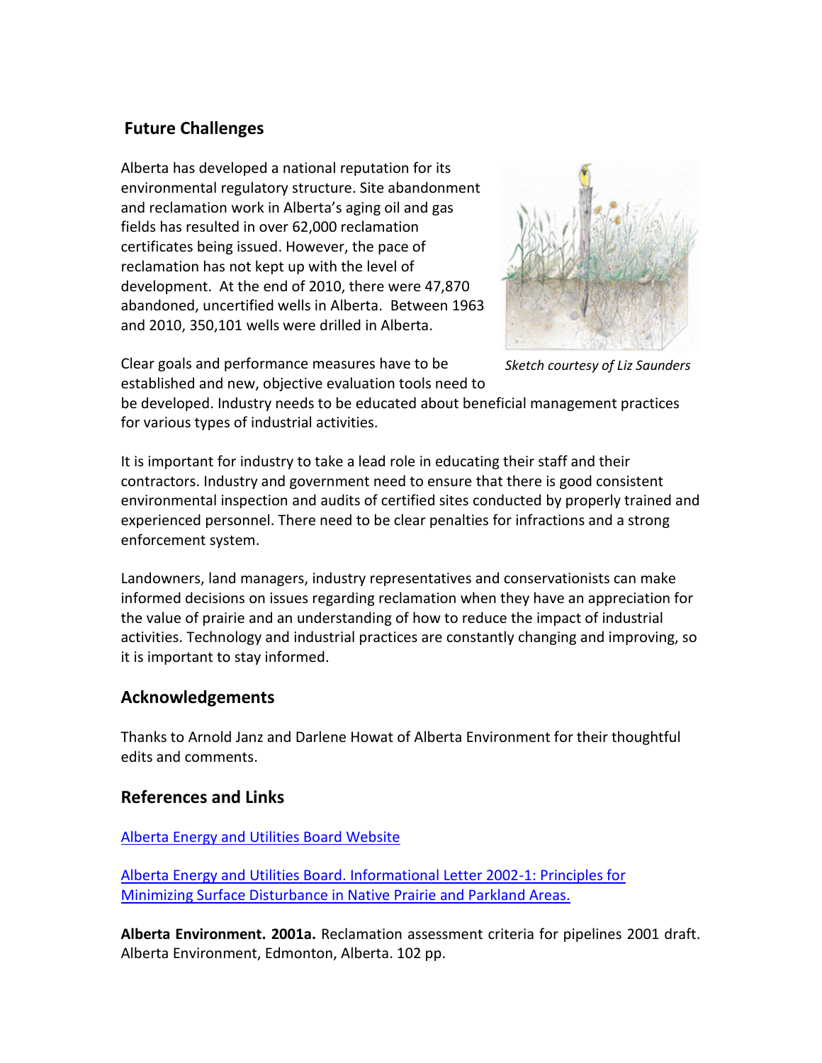## Future Challenges

Alberta has developed a national reputation for its environmental regulatory structure. Site abandonment and reclamation work in Alberta's aging oil and gas fields has resulted in over 62,000 reclamation certificates being issued. However, the pace of reclamation has not kept up with the level of development. At the end of 2010, there were 47,870 abandoned, uncertified wells in Alberta. Between 1963 and 2010, 350,101 wells were drilled in Alberta.

*Sketch courtesy of Liz Saunders*

Clear goals and performance measures have to be established and new, objective evaluation tools need to be developed. Industry needs to be educated about beneficial management practices for various types of industrial activities.

It is important for industry to take a lead role in educating their staff and their contractors. Industry and government need to ensure that there is good consistent environmental inspection and audits of certified sites conducted by properly trained and experienced personnel. There need to be clear penalties for infractions and a strong enforcement system.

Landowners, land managers, industry representatives and conservationists can make informed decisions on issues regarding reclamation when they have an appreciation for the value of prairie and an understanding of how to reduce the impact of industrial activities. Technology and industrial practices are constantly changing and improving, so it is important to stay informed.

## Acknowledgements

Thanks to Arnold Janz and Darlene Howat of Alberta Environment for their thoughtful edits and comments.

## References and Links

Alberta Energy and Utilities Board Website

Alberta Energy and Utilities Board. Informational Letter 2002-1: Principles for Minimizing Surface Disturbance in Native Prairie and Parkland Areas.

**Alberta Environment. 2001a.** Reclamation assessment criteria for pipelines 2001 draft. Alberta Environment, Edmonton, Alberta. 102 pp.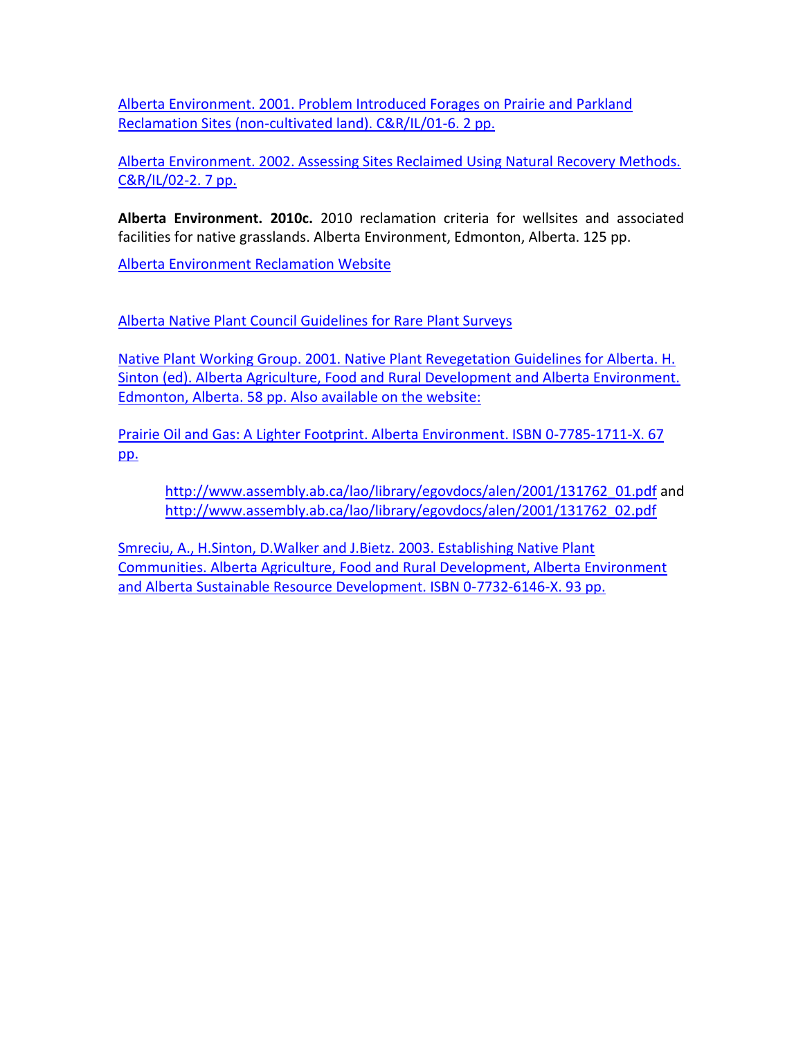Alberta Environment. 2001. Problem Introduced Forages on Prairie and Parkland Reclamation Sites (non-cultivated land). C&R/IL/01-6. 2 pp.

Alberta Environment. 2002. Assessing Sites Reclaimed Using Natural Recovery Methods. C&R/IL/02-2. 7 pp.

**Alberta Environment. 2010c.** 2010 reclamation criteria for wellsites and associated facilities for native grasslands. Alberta Environment, Edmonton, Alberta. 125 pp.

Alberta Environment Reclamation Website

Alberta Native Plant Council Guidelines for Rare Plant Surveys

Native Plant Working Group. 2001. Native Plant Revegetation Guidelines for Alberta. H. Sinton (ed). Alberta Agriculture, Food and Rural Development and Alberta Environment. Edmonton, Alberta. 58 pp. Also available on the website:

Prairie Oil and Gas: A Lighter Footprint. Alberta Environment. ISBN 0-7785-1711-X. 67 pp.

> http://www.assembly.ab.ca/lao/library/egovdocs/alen/2001/131762_01.pdf and http://www.assembly.ab.ca/lao/library/egovdocs/alen/2001/131762_02.pdf

Smreciu, A., H.Sinton, D.Walker and J.Bietz. 2003. Establishing Native Plant Communities. Alberta Agriculture, Food and Rural Development, Alberta Environment and Alberta Sustainable Resource Development. ISBN 0-7732-6146-X. 93 pp.